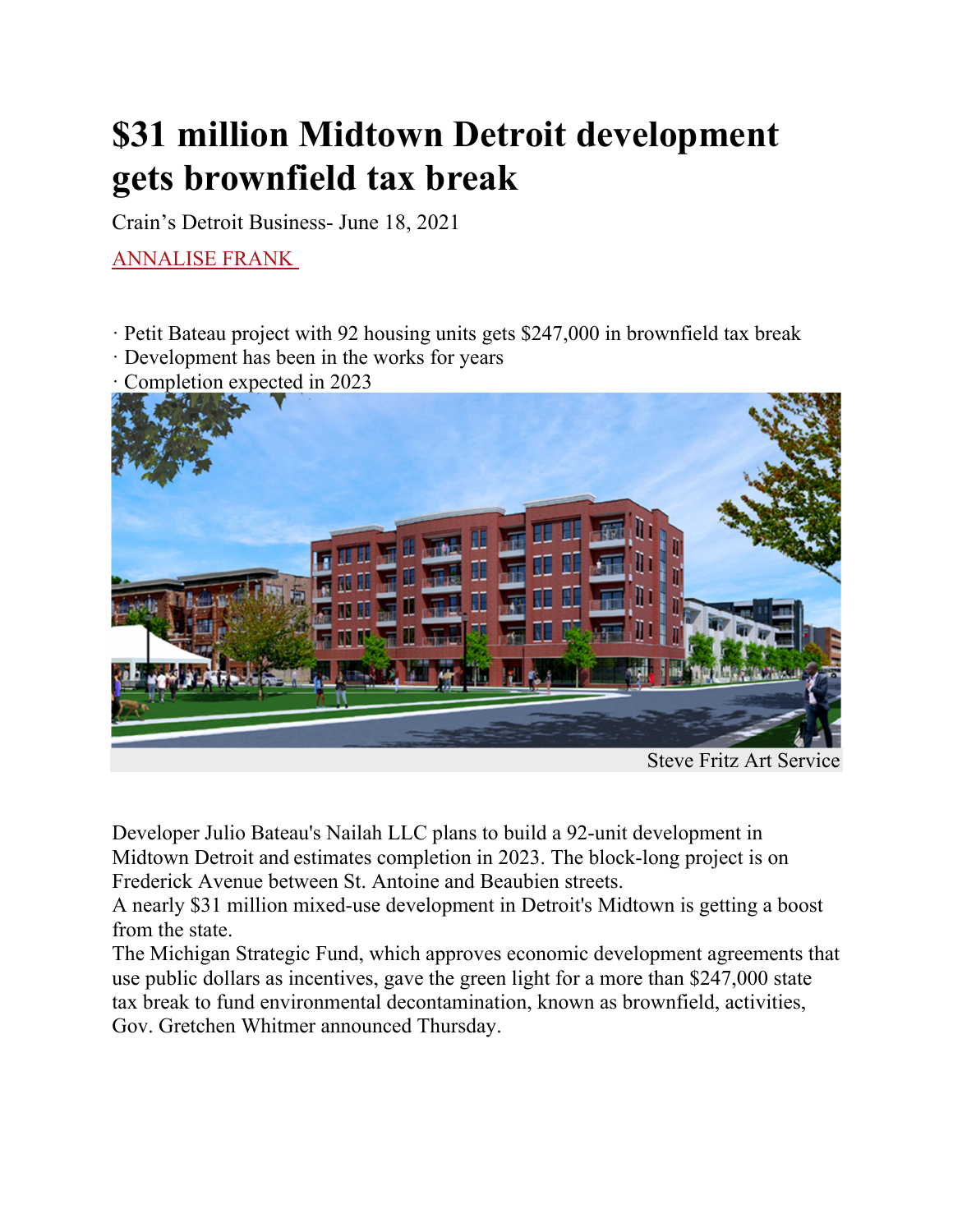# $31 million Midtown Detroit development gets brownfield tax break

Crain's Detroit Business- June 18, 2021

ANNALISE FRANK

· Petit Bateau project with 92 housing units gets $247,000 in brownfield tax break
· Development has been in the works for years
· Completion expected in 2023

Steve Fritz Art Service

Developer Julio Bateau's Nailah LLC plans to build a 92-unit development in Midtown Detroit and estimates completion in 2023. The block-long project is on Frederick Avenue between St. Antoine and Beaubien streets.

A nearly $31 million mixed-use development in Detroit's Midtown is getting a boost from the state.

The Michigan Strategic Fund, which approves economic development agreements that use public dollars as incentives, gave the green light for a more than $247,000 state tax break to fund environmental decontamination, known as brownfield, activities, Gov. Gretchen Whitmer announced Thursday.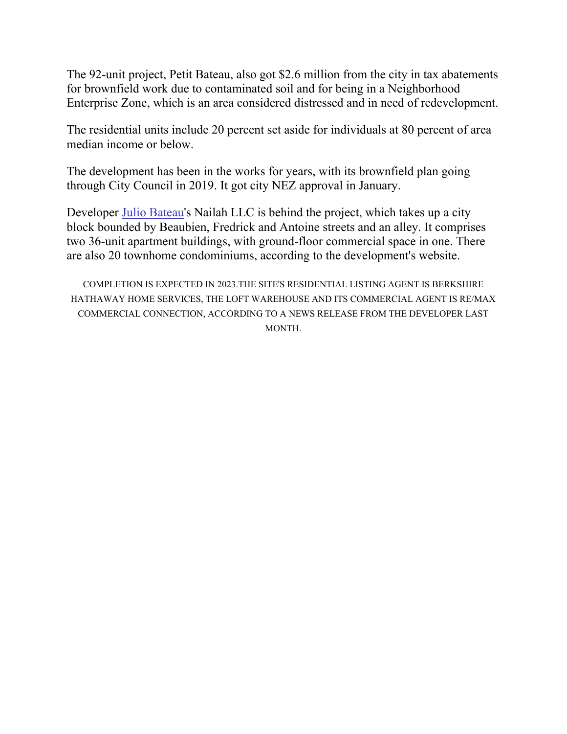The 92-unit project, Petit Bateau, also got $2.6 million from the city in tax abatements for brownfield work due to contaminated soil and for being in a Neighborhood Enterprise Zone, which is an area considered distressed and in need of redevelopment.

The residential units include 20 percent set aside for individuals at 80 percent of area median income or below.

The development has been in the works for years, with its brownfield plan going through City Council in 2019. It got city NEZ approval in January.

Developer Julio Bateau's Nailah LLC is behind the project, which takes up a city block bounded by Beaubien, Fredrick and Antoine streets and an alley. It comprises two 36-unit apartment buildings, with ground-floor commercial space in one. There are also 20 townhome condominiums, according to the development's website.

COMPLETION IS EXPECTED IN 2023.THE SITE'S RESIDENTIAL LISTING AGENT IS BERKSHIRE HATHAWAY HOME SERVICES, THE LOFT WAREHOUSE AND ITS COMMERCIAL AGENT IS RE/MAX COMMERCIAL CONNECTION, ACCORDING TO A NEWS RELEASE FROM THE DEVELOPER LAST MONTH.